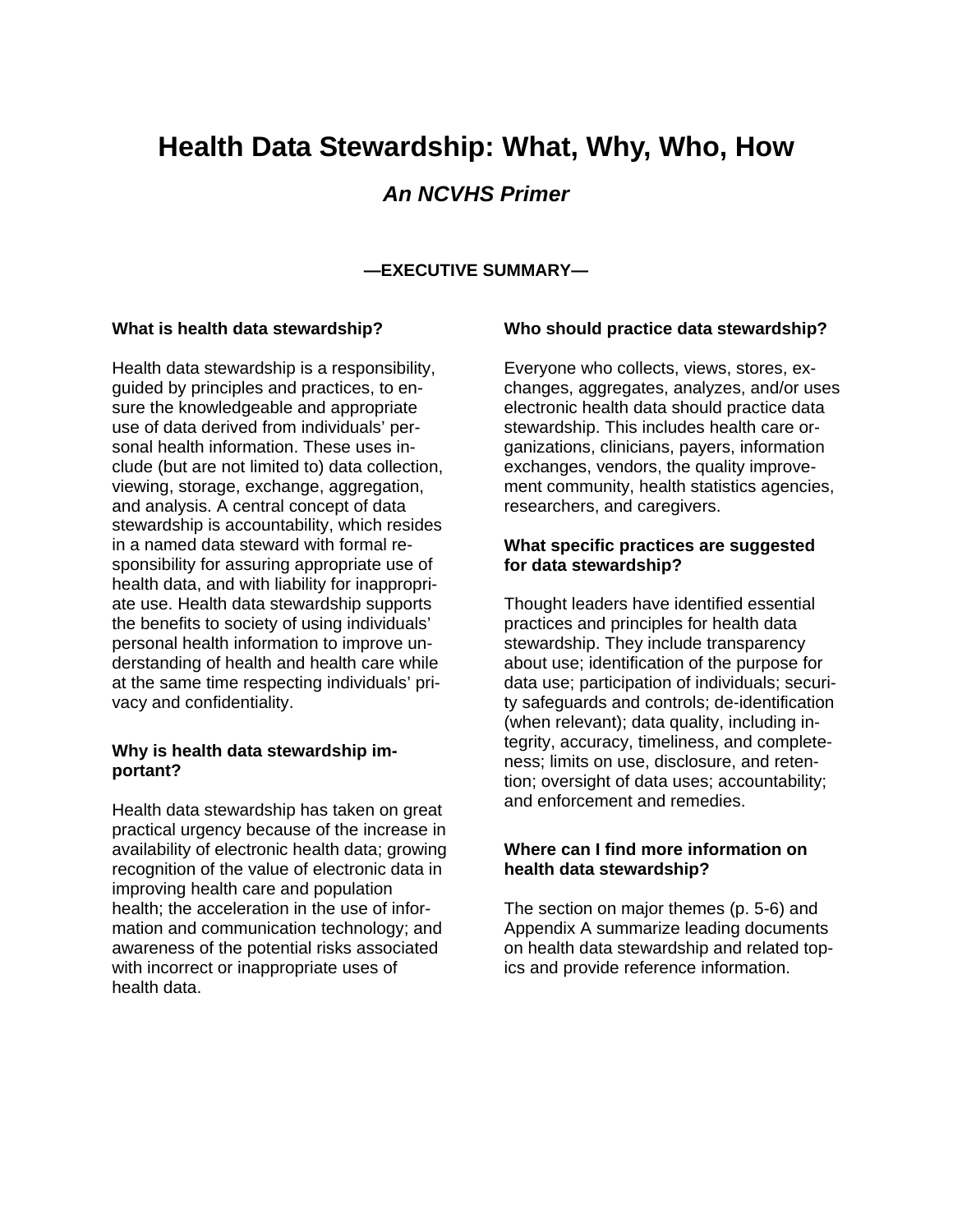# Health Data Stewardship: What, Why, Who, How

## *An NCVHS Primer*

**—EXECUTIVE SUMMARY—**

### What is health data stewardship?

Health data stewardship is a responsibility, guided by principles and practices, to ensure the knowledgeable and appropriate use of data derived from individuals' personal health information. These uses include (but are not limited to) data collection, viewing, storage, exchange, aggregation, and analysis. A central concept of data stewardship is accountability, which resides in a named data steward with formal responsibility for assuring appropriate use of health data, and with liability for inappropriate use. Health data stewardship supports the benefits to society of using individuals' personal health information to improve understanding of health and health care while at the same time respecting individuals' privacy and confidentiality.

### Why is health data stewardship important?

Health data stewardship has taken on great practical urgency because of the increase in availability of electronic health data; growing recognition of the value of electronic data in improving health care and population health; the acceleration in the use of information and communication technology; and awareness of the potential risks associated with incorrect or inappropriate uses of health data.

### Who should practice data stewardship?

Everyone who collects, views, stores, exchanges, aggregates, analyzes, and/or uses electronic health data should practice data stewardship. This includes health care organizations, clinicians, payers, information exchanges, vendors, the quality improvement community, health statistics agencies, researchers, and caregivers.

### What specific practices are suggested for data stewardship?

Thought leaders have identified essential practices and principles for health data stewardship. They include transparency about use; identification of the purpose for data use; participation of individuals; security safeguards and controls; de-identification (when relevant); data quality, including integrity, accuracy, timeliness, and completeness; limits on use, disclosure, and retention; oversight of data uses; accountability; and enforcement and remedies.

### Where can I find more information on health data stewardship?

The section on major themes (p. 5-6) and Appendix A summarize leading documents on health data stewardship and related topics and provide reference information.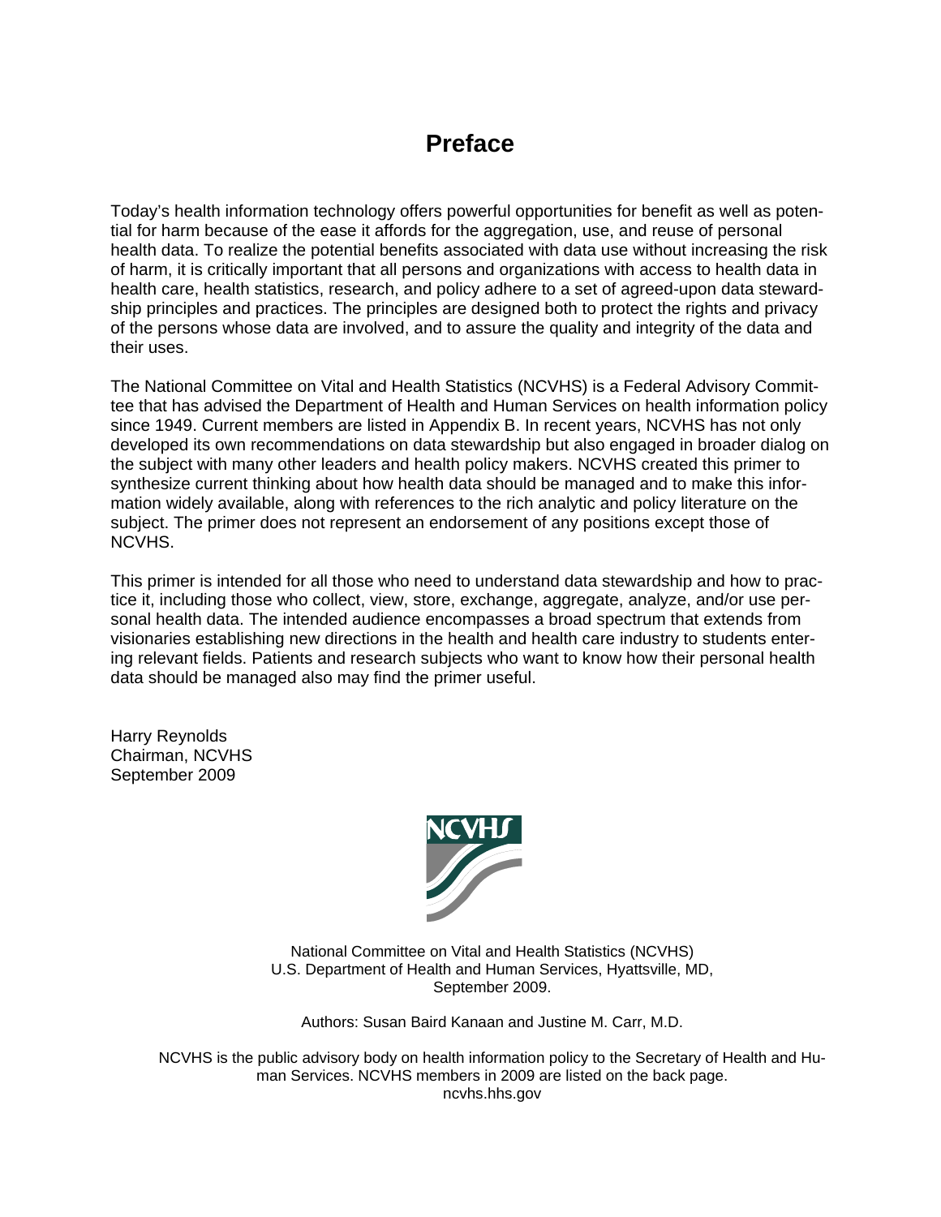# Preface

Today's health information technology offers powerful opportunities for benefit as well as potential for harm because of the ease it affords for the aggregation, use, and reuse of personal health data. To realize the potential benefits associated with data use without increasing the risk of harm, it is critically important that all persons and organizations with access to health data in health care, health statistics, research, and policy adhere to a set of agreed-upon data stewardship principles and practices. The principles are designed both to protect the rights and privacy of the persons whose data are involved, and to assure the quality and integrity of the data and their uses.

The National Committee on Vital and Health Statistics (NCVHS) is a Federal Advisory Committee that has advised the Department of Health and Human Services on health information policy since 1949. Current members are listed in Appendix B. In recent years, NCVHS has not only developed its own recommendations on data stewardship but also engaged in broader dialog on the subject with many other leaders and health policy makers. NCVHS created this primer to synthesize current thinking about how health data should be managed and to make this information widely available, along with references to the rich analytic and policy literature on the subject. The primer does not represent an endorsement of any positions except those of NCVHS.

This primer is intended for all those who need to understand data stewardship and how to practice it, including those who collect, view, store, exchange, aggregate, analyze, and/or use personal health data. The intended audience encompasses a broad spectrum that extends from visionaries establishing new directions in the health and health care industry to students entering relevant fields. Patients and research subjects who want to know how their personal health data should be managed also may find the primer useful.

Harry Reynolds
Chairman, NCVHS
September 2009

National Committee on Vital and Health Statistics (NCVHS)
U.S. Department of Health and Human Services, Hyattsville, MD,
September 2009.

Authors: Susan Baird Kanaan and Justine M. Carr, M.D.

NCVHS is the public advisory body on health information policy to the Secretary of Health and Human Services. NCVHS members in 2009 are listed on the back page.
ncvhs.hhs.gov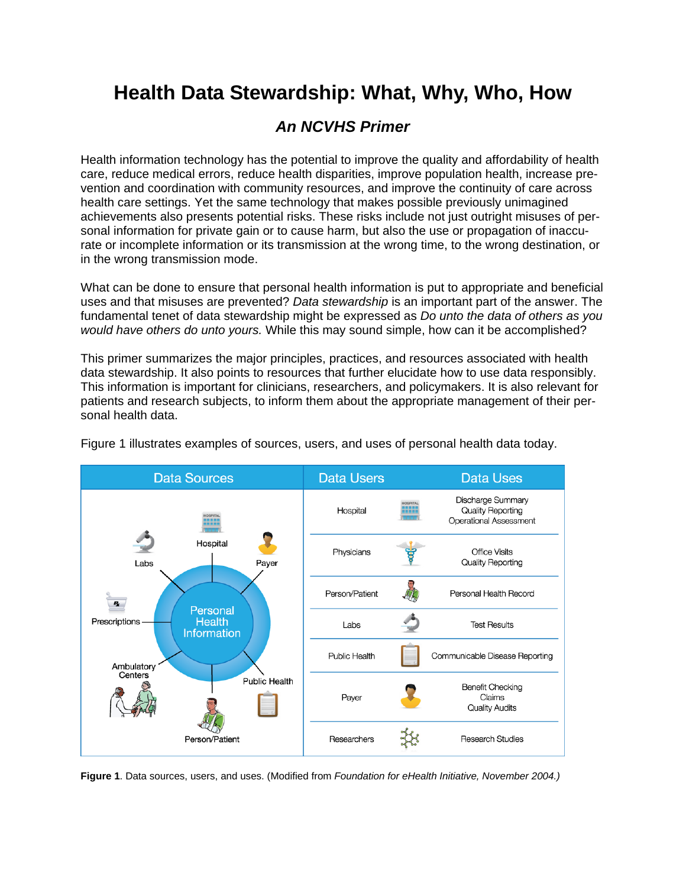# Health Data Stewardship: What, Why, Who, How

## *An NCVHS Primer*

Health information technology has the potential to improve the quality and affordability of health care, reduce medical errors, reduce health disparities, improve population health, increase prevention and coordination with community resources, and improve the continuity of care across health care settings. Yet the same technology that makes possible previously unimagined achievements also presents potential risks. These risks include not just outright misuses of personal information for private gain or to cause harm, but also the use or propagation of inaccurate or incomplete information or its transmission at the wrong time, to the wrong destination, or in the wrong transmission mode.

What can be done to ensure that personal health information is put to appropriate and beneficial uses and that misuses are prevented? *Data stewardship* is an important part of the answer. The fundamental tenet of data stewardship might be expressed as *Do unto the data of others as you would have others do unto yours.* While this may sound simple, how can it be accomplished?

This primer summarizes the major principles, practices, and resources associated with health data stewardship. It also points to resources that further elucidate how to use data responsibly. This information is important for clinicians, researchers, and policymakers. It is also relevant for patients and research subjects, to inform them about the appropriate management of their personal health data.

Figure 1 illustrates examples of sources, users, and uses of personal health data today.

**Data Sources** (Personal Health Information): Hospital, Payer, Labs, Prescriptions, Ambulatory Centers, Public Health, Person/Patient

| Data Users | Data Uses |
|---|---|
| Hospital | Discharge Summary<br>Quality Reporting<br>Operational Assessment |
| Physicians | Office Visits<br>Quality Reporting |
| Person/Patient | Personal Health Record |
| Labs | Test Results |
| Public Health | Communicable Disease Reporting |
| Payer | Benefit Checking<br>Claims<br>Quality Audits |
| Researchers | Research Studies |

**Figure 1**. Data sources, users, and uses. (Modified from *Foundation for eHealth Initiative, November 2004.)*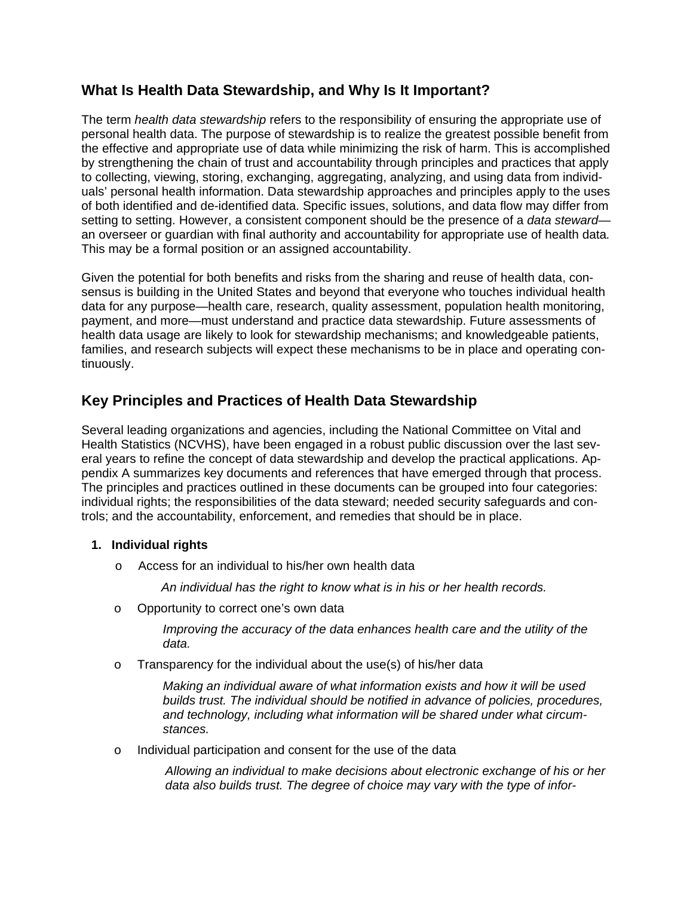## What Is Health Data Stewardship, and Why Is It Important?

The term *health data stewardship* refers to the responsibility of ensuring the appropriate use of personal health data. The purpose of stewardship is to realize the greatest possible benefit from the effective and appropriate use of data while minimizing the risk of harm. This is accomplished by strengthening the chain of trust and accountability through principles and practices that apply to collecting, viewing, storing, exchanging, aggregating, analyzing, and using data from individuals' personal health information. Data stewardship approaches and principles apply to the uses of both identified and de-identified data. Specific issues, solutions, and data flow may differ from setting to setting. However, a consistent component should be the presence of a *data steward*—an overseer or guardian with final authority and accountability for appropriate use of health data. This may be a formal position or an assigned accountability.

Given the potential for both benefits and risks from the sharing and reuse of health data, consensus is building in the United States and beyond that everyone who touches individual health data for any purpose—health care, research, quality assessment, population health monitoring, payment, and more—must understand and practice data stewardship. Future assessments of health data usage are likely to look for stewardship mechanisms; and knowledgeable patients, families, and research subjects will expect these mechanisms to be in place and operating continuously.

## Key Principles and Practices of Health Data Stewardship

Several leading organizations and agencies, including the National Committee on Vital and Health Statistics (NCVHS), have been engaged in a robust public discussion over the last several years to refine the concept of data stewardship and develop the practical applications. Appendix A summarizes key documents and references that have emerged through that process. The principles and practices outlined in these documents can be grouped into four categories: individual rights; the responsibilities of the data steward; needed security safeguards and controls; and the accountability, enforcement, and remedies that should be in place.

1. **Individual rights**
   - Access for an individual to his/her own health data

     *An individual has the right to know what is in his or her health records.*
   - Opportunity to correct one's own data

     *Improving the accuracy of the data enhances health care and the utility of the data.*
   - Transparency for the individual about the use(s) of his/her data

     *Making an individual aware of what information exists and how it will be used builds trust. The individual should be notified in advance of policies, procedures, and technology, including what information will be shared under what circumstances.*
   - Individual participation and consent for the use of the data

     *Allowing an individual to make decisions about electronic exchange of his or her data also builds trust. The degree of choice may vary with the type of infor-*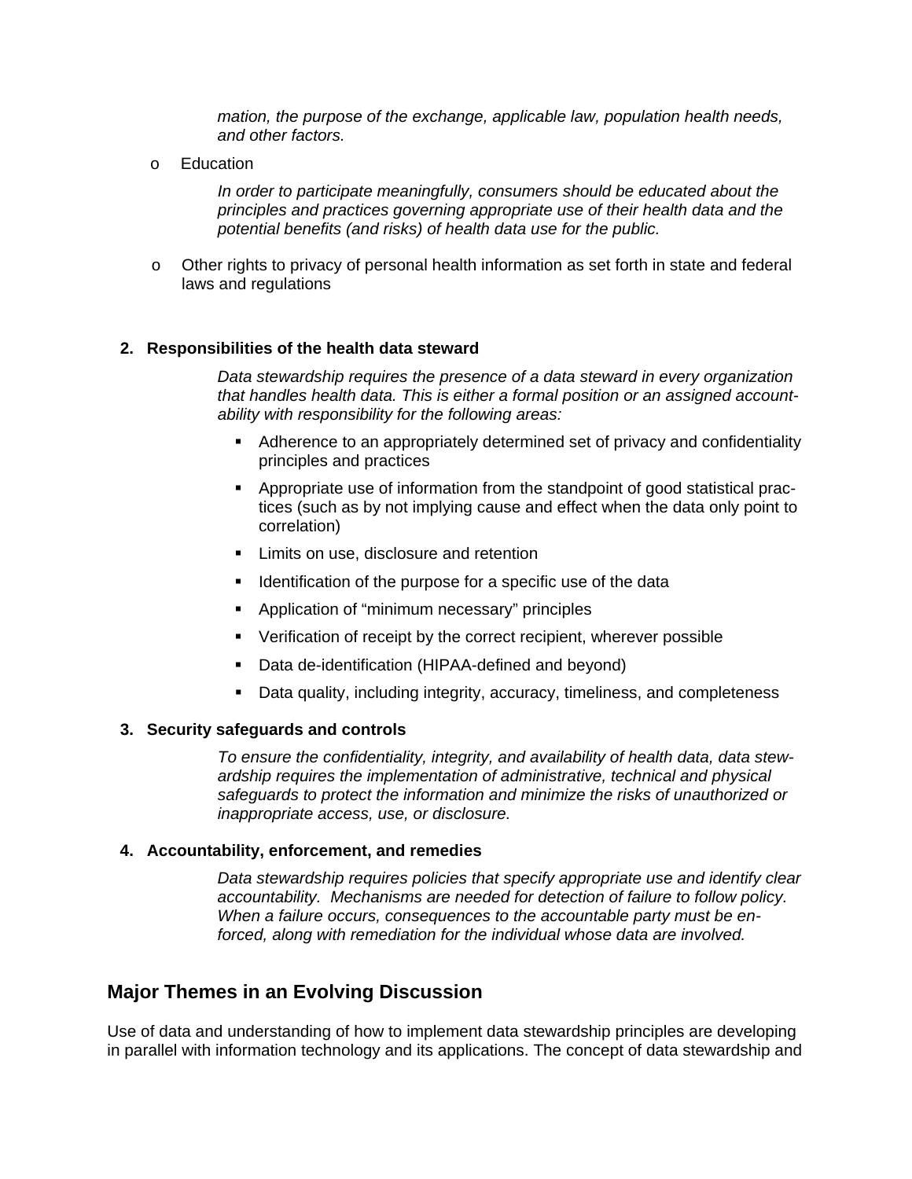*mation, the purpose of the exchange, applicable law, population health needs, and other factors.*

- Education

  *In order to participate meaningfully, consumers should be educated about the principles and practices governing appropriate use of their health data and the potential benefits (and risks) of health data use for the public.*

- Other rights to privacy of personal health information as set forth in state and federal laws and regulations

**2. Responsibilities of the health data steward**

*Data stewardship requires the presence of a data steward in every organization that handles health data. This is either a formal position or an assigned accountability with responsibility for the following areas:*

- Adherence to an appropriately determined set of privacy and confidentiality principles and practices
- Appropriate use of information from the standpoint of good statistical practices (such as by not implying cause and effect when the data only point to correlation)
- Limits on use, disclosure and retention
- Identification of the purpose for a specific use of the data
- Application of "minimum necessary" principles
- Verification of receipt by the correct recipient, wherever possible
- Data de-identification (HIPAA-defined and beyond)
- Data quality, including integrity, accuracy, timeliness, and completeness

**3. Security safeguards and controls**

*To ensure the confidentiality, integrity, and availability of health data, data stewardship requires the implementation of administrative, technical and physical safeguards to protect the information and minimize the risks of unauthorized or inappropriate access, use, or disclosure.*

**4. Accountability, enforcement, and remedies**

*Data stewardship requires policies that specify appropriate use and identify clear accountability. Mechanisms are needed for detection of failure to follow policy. When a failure occurs, consequences to the accountable party must be enforced, along with remediation for the individual whose data are involved.*

## Major Themes in an Evolving Discussion

Use of data and understanding of how to implement data stewardship principles are developing in parallel with information technology and its applications. The concept of data stewardship and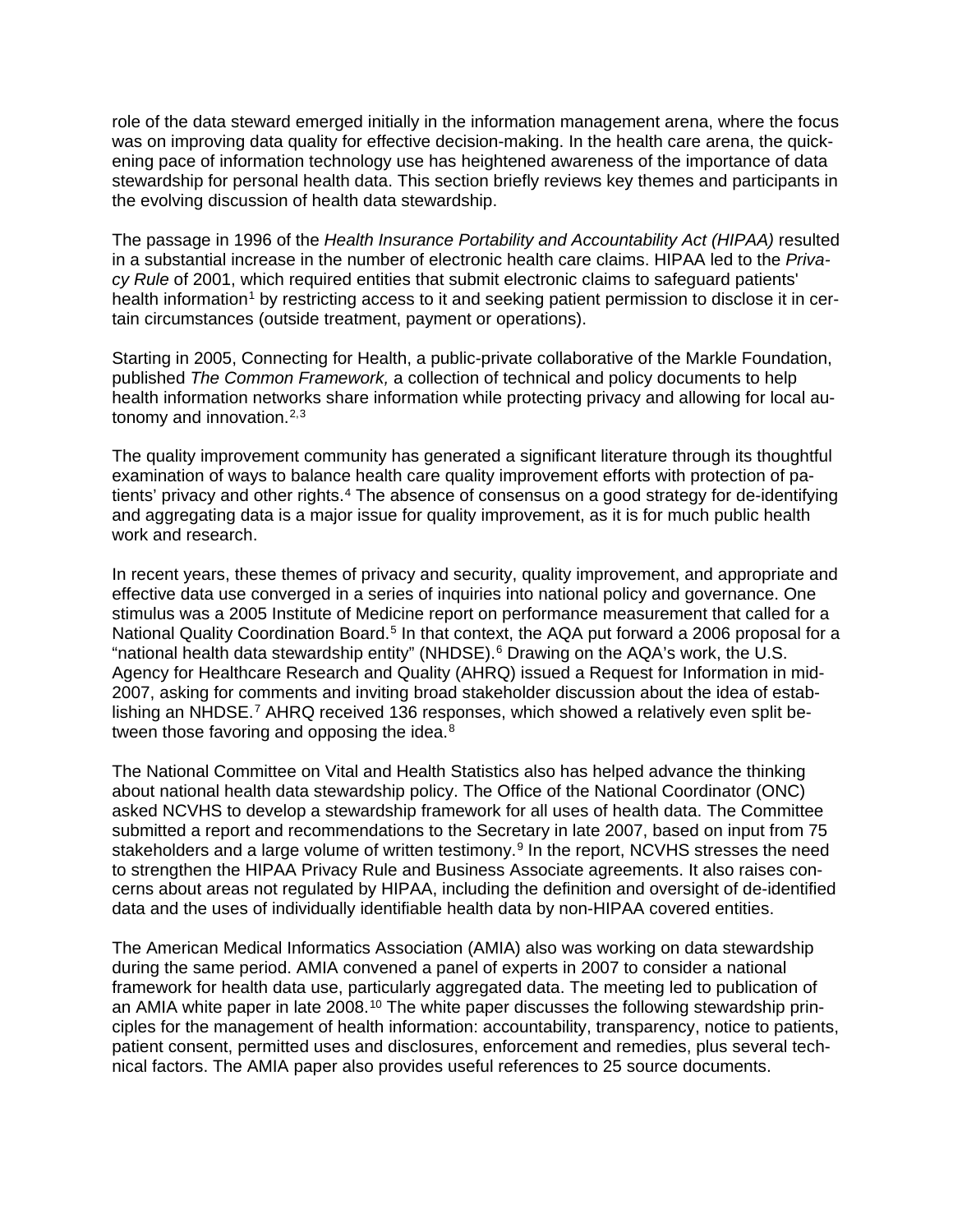role of the data steward emerged initially in the information management arena, where the focus was on improving data quality for effective decision-making. In the health care arena, the quickening pace of information technology use has heightened awareness of the importance of data stewardship for personal health data. This section briefly reviews key themes and participants in the evolving discussion of health data stewardship.

The passage in 1996 of the *Health Insurance Portability and Accountability Act (HIPAA)* resulted in a substantial increase in the number of electronic health care claims. HIPAA led to the *Privacy Rule* of 2001, which required entities that submit electronic claims to safeguard patients' health information[1] by restricting access to it and seeking patient permission to disclose it in certain circumstances (outside treatment, payment or operations).

Starting in 2005, Connecting for Health, a public-private collaborative of the Markle Foundation, published *The Common Framework,* a collection of technical and policy documents to help health information networks share information while protecting privacy and allowing for local autonomy and innovation.[2,3]

The quality improvement community has generated a significant literature through its thoughtful examination of ways to balance health care quality improvement efforts with protection of patients' privacy and other rights.[4] The absence of consensus on a good strategy for de-identifying and aggregating data is a major issue for quality improvement, as it is for much public health work and research.

In recent years, these themes of privacy and security, quality improvement, and appropriate and effective data use converged in a series of inquiries into national policy and governance. One stimulus was a 2005 Institute of Medicine report on performance measurement that called for a National Quality Coordination Board.[5] In that context, the AQA put forward a 2006 proposal for a "national health data stewardship entity" (NHDSE).[6] Drawing on the AQA's work, the U.S. Agency for Healthcare Research and Quality (AHRQ) issued a Request for Information in mid-2007, asking for comments and inviting broad stakeholder discussion about the idea of establishing an NHDSE.[7] AHRQ received 136 responses, which showed a relatively even split between those favoring and opposing the idea.[8]

The National Committee on Vital and Health Statistics also has helped advance the thinking about national health data stewardship policy. The Office of the National Coordinator (ONC) asked NCVHS to develop a stewardship framework for all uses of health data. The Committee submitted a report and recommendations to the Secretary in late 2007, based on input from 75 stakeholders and a large volume of written testimony.[9] In the report, NCVHS stresses the need to strengthen the HIPAA Privacy Rule and Business Associate agreements. It also raises concerns about areas not regulated by HIPAA, including the definition and oversight of de-identified data and the uses of individually identifiable health data by non-HIPAA covered entities.

The American Medical Informatics Association (AMIA) also was working on data stewardship during the same period. AMIA convened a panel of experts in 2007 to consider a national framework for health data use, particularly aggregated data. The meeting led to publication of an AMIA white paper in late 2008.[10] The white paper discusses the following stewardship principles for the management of health information: accountability, transparency, notice to patients, patient consent, permitted uses and disclosures, enforcement and remedies, plus several technical factors. The AMIA paper also provides useful references to 25 source documents.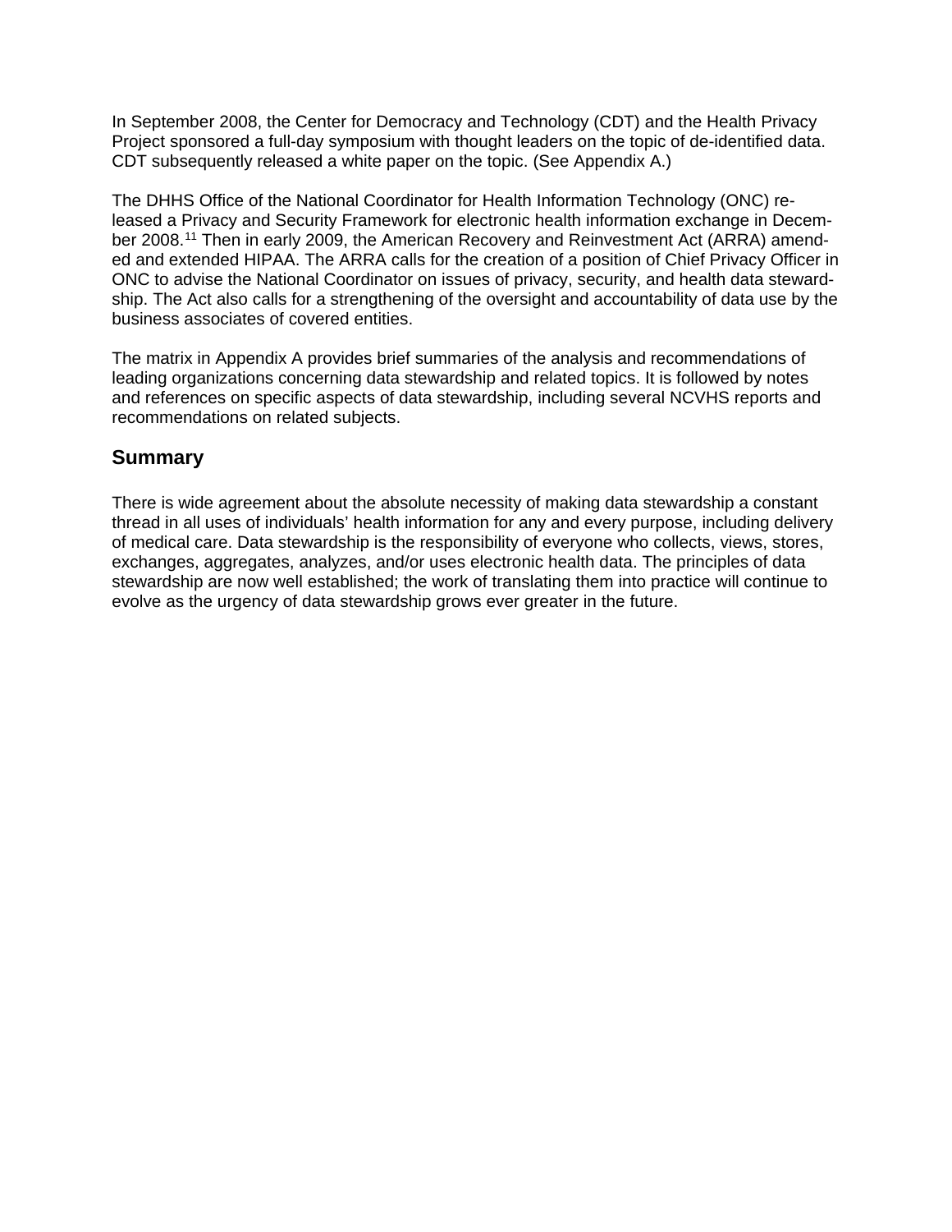In September 2008, the Center for Democracy and Technology (CDT) and the Health Privacy Project sponsored a full-day symposium with thought leaders on the topic of de-identified data. CDT subsequently released a white paper on the topic. (See Appendix A.)

The DHHS Office of the National Coordinator for Health Information Technology (ONC) released a Privacy and Security Framework for electronic health information exchange in December 2008.[11] Then in early 2009, the American Recovery and Reinvestment Act (ARRA) amended and extended HIPAA. The ARRA calls for the creation of a position of Chief Privacy Officer in ONC to advise the National Coordinator on issues of privacy, security, and health data stewardship. The Act also calls for a strengthening of the oversight and accountability of data use by the business associates of covered entities.

The matrix in Appendix A provides brief summaries of the analysis and recommendations of leading organizations concerning data stewardship and related topics. It is followed by notes and references on specific aspects of data stewardship, including several NCVHS reports and recommendations on related subjects.

## Summary

There is wide agreement about the absolute necessity of making data stewardship a constant thread in all uses of individuals' health information for any and every purpose, including delivery of medical care. Data stewardship is the responsibility of everyone who collects, views, stores, exchanges, aggregates, analyzes, and/or uses electronic health data. The principles of data stewardship are now well established; the work of translating them into practice will continue to evolve as the urgency of data stewardship grows ever greater in the future.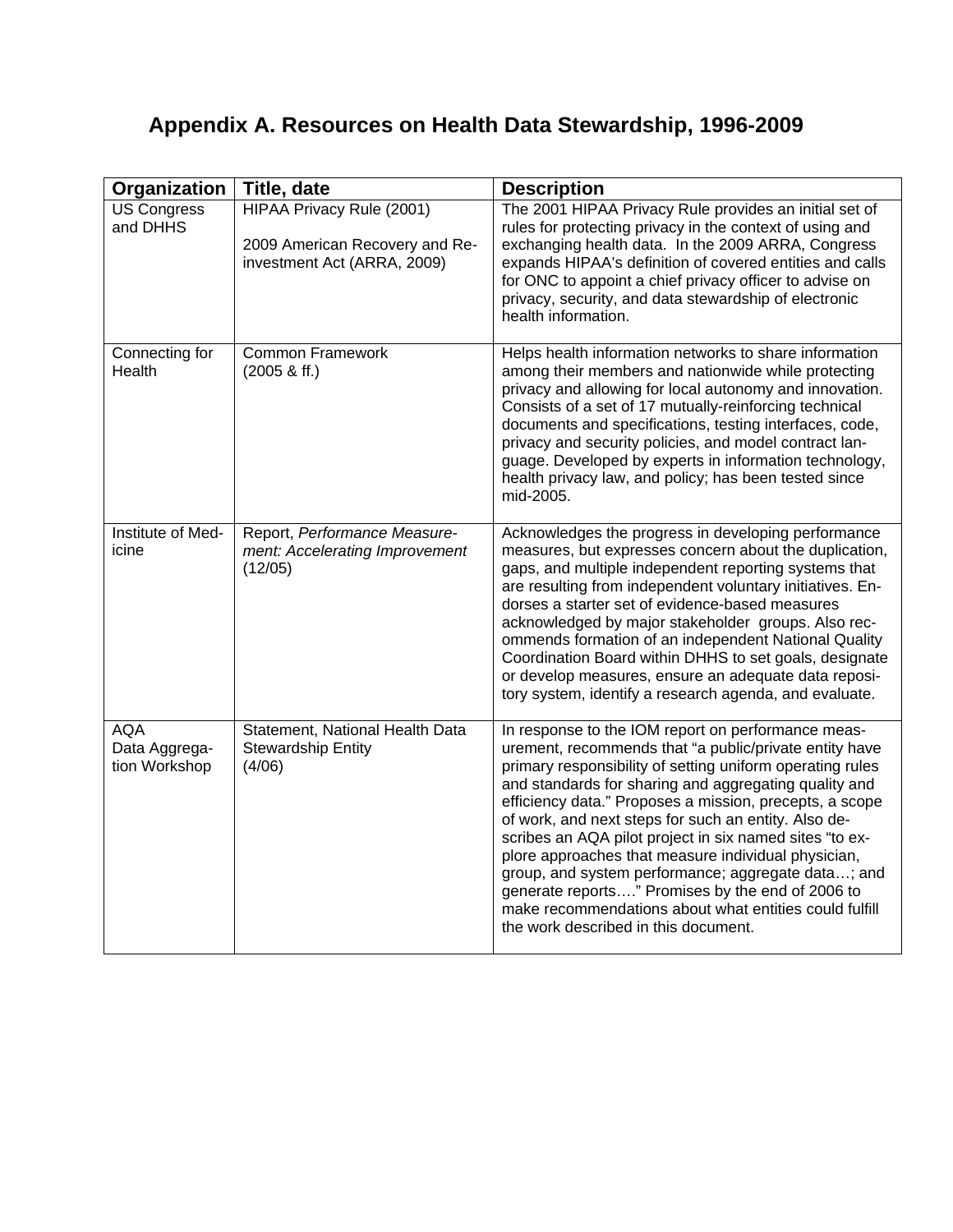# Appendix A. Resources on Health Data Stewardship, 1996-2009

| Organization | Title, date | Description |
|---|---|---|
| US Congress and DHHS | HIPAA Privacy Rule (2001)<br><br>2009 American Recovery and Re-investment Act (ARRA, 2009) | The 2001 HIPAA Privacy Rule provides an initial set of rules for protecting privacy in the context of using and exchanging health data. In the 2009 ARRA, Congress expands HIPAA's definition of covered entities and calls for ONC to appoint a chief privacy officer to advise on privacy, security, and data stewardship of electronic health information. |
| Connecting for Health | Common Framework (2005 & ff.) | Helps health information networks to share information among their members and nationwide while protecting privacy and allowing for local autonomy and innovation. Consists of a set of 17 mutually-reinforcing technical documents and specifications, testing interfaces, code, privacy and security policies, and model contract language. Developed by experts in information technology, health privacy law, and policy; has been tested since mid-2005. |
| Institute of Medicine | Report, *Performance Measurement: Accelerating Improvement* (12/05) | Acknowledges the progress in developing performance measures, but expresses concern about the duplication, gaps, and multiple independent reporting systems that are resulting from independent voluntary initiatives. Endorses a starter set of evidence-based measures acknowledged by major stakeholder groups. Also recommends formation of an independent National Quality Coordination Board within DHHS to set goals, designate or develop measures, ensure an adequate data repository system, identify a research agenda, and evaluate. |
| AQA Data Aggregation Workshop | Statement, National Health Data Stewardship Entity (4/06) | In response to the IOM report on performance measurement, recommends that "a public/private entity have primary responsibility of setting uniform operating rules and standards for sharing and aggregating quality and efficiency data." Proposes a mission, precepts, a scope of work, and next steps for such an entity. Also describes an AQA pilot project in six named sites "to explore approaches that measure individual physician, group, and system performance; aggregate data…; and generate reports…." Promises by the end of 2006 to make recommendations about what entities could fulfill the work described in this document. |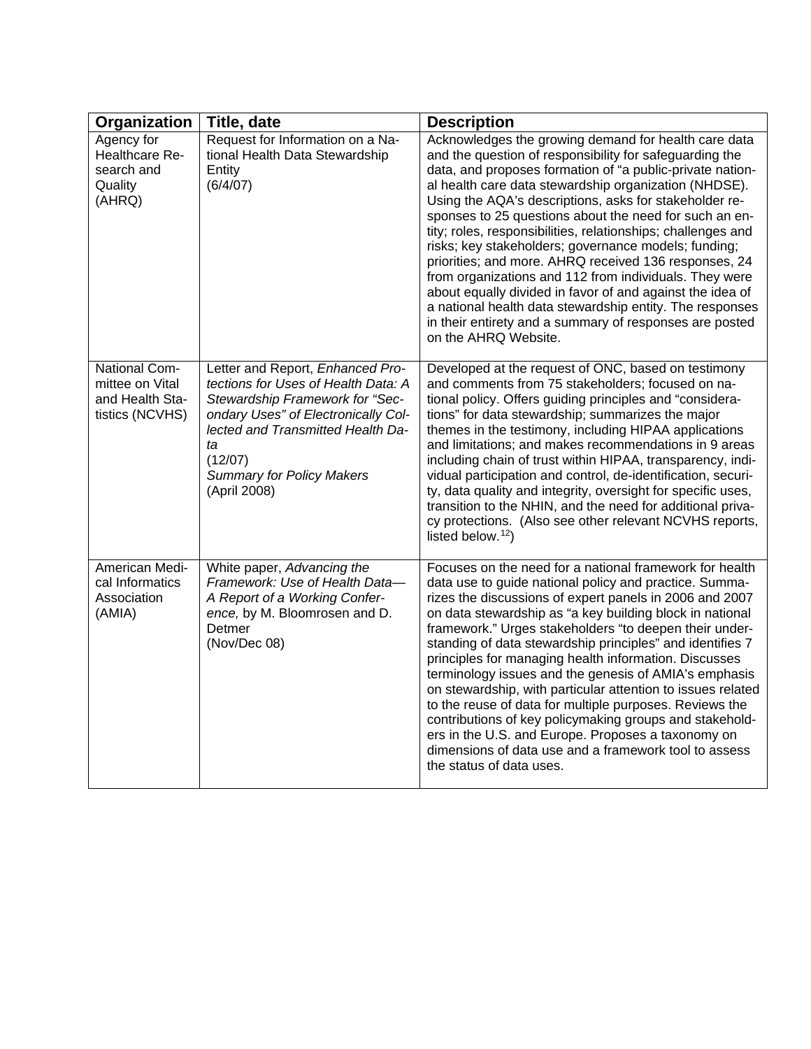| Organization | Title, date | Description |
|---|---|---|
| Agency for Healthcare Research and Quality (AHRQ) | Request for Information on a National Health Data Stewardship Entity (6/4/07) | Acknowledges the growing demand for health care data and the question of responsibility for safeguarding the data, and proposes formation of "a public-private national health care data stewardship organization (NHDSE). Using the AQA's descriptions, asks for stakeholder responses to 25 questions about the need for such an entity; roles, responsibilities, relationships; challenges and risks; key stakeholders; governance models; funding; priorities; and more. AHRQ received 136 responses, 24 from organizations and 112 from individuals. They were about equally divided in favor of and against the idea of a national health data stewardship entity. The responses in their entirety and a summary of responses are posted on the AHRQ Website. |
| National Committee on Vital and Health Statistics (NCVHS) | Letter and Report, *Enhanced Protections for Uses of Health Data: A Stewardship Framework for "Secondary Uses" of Electronically Collected and Transmitted Health Data* (12/07) *Summary for Policy Makers* (April 2008) | Developed at the request of ONC, based on testimony and comments from 75 stakeholders; focused on national policy. Offers guiding principles and "considerations" for data stewardship; summarizes the major themes in the testimony, including HIPAA applications and limitations; and makes recommendations in 9 areas including chain of trust within HIPAA, transparency, individual participation and control, de-identification, security, data quality and integrity, oversight for specific uses, transition to the NHIN, and the need for additional privacy protections. (Also see other relevant NCVHS reports, listed below.[12]) |
| American Medical Informatics Association (AMIA) | White paper, *Advancing the Framework: Use of Health Data—A Report of a Working Conference,* by M. Bloomrosen and D. Detmer (Nov/Dec 08) | Focuses on the need for a national framework for health data use to guide national policy and practice. Summarizes the discussions of expert panels in 2006 and 2007 on data stewardship as "a key building block in national framework." Urges stakeholders "to deepen their understanding of data stewardship principles" and identifies 7 principles for managing health information. Discusses terminology issues and the genesis of AMIA's emphasis on stewardship, with particular attention to issues related to the reuse of data for multiple purposes. Reviews the contributions of key policymaking groups and stakeholders in the U.S. and Europe. Proposes a taxonomy on dimensions of data use and a framework tool to assess the status of data uses. |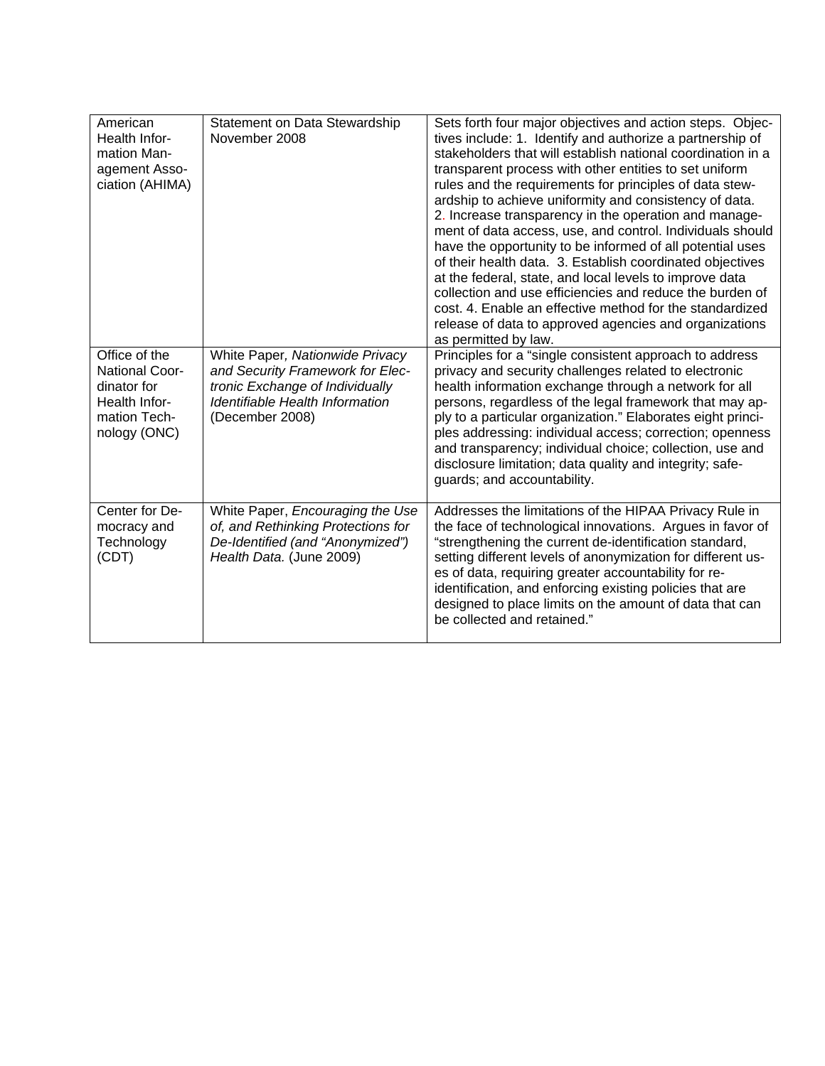| | | |
|---|---|---|
| American Health Information Management Association (AHIMA) | Statement on Data Stewardship November 2008 | Sets forth four major objectives and action steps. Objectives include: 1. Identify and authorize a partnership of stakeholders that will establish national coordination in a transparent process with other entities to set uniform rules and the requirements for principles of data stewardship to achieve uniformity and consistency of data. 2. Increase transparency in the operation and management of data access, use, and control. Individuals should have the opportunity to be informed of all potential uses of their health data. 3. Establish coordinated objectives at the federal, state, and local levels to improve data collection and use efficiencies and reduce the burden of cost. 4. Enable an effective method for the standardized release of data to approved agencies and organizations as permitted by law. |
| Office of the National Coordinator for Health Information Technology (ONC) | White Paper, *Nationwide Privacy and Security Framework for Electronic Exchange of Individually Identifiable Health Information* (December 2008) | Principles for a "single consistent approach to address privacy and security challenges related to electronic health information exchange through a network for all persons, regardless of the legal framework that may apply to a particular organization." Elaborates eight principles addressing: individual access; correction; openness and transparency; individual choice; collection, use and disclosure limitation; data quality and integrity; safeguards; and accountability. |
| Center for Democracy and Technology (CDT) | White Paper, *Encouraging the Use of, and Rethinking Protections for De-Identified (and "Anonymized") Health Data.* (June 2009) | Addresses the limitations of the HIPAA Privacy Rule in the face of technological innovations. Argues in favor of "strengthening the current de-identification standard, setting different levels of anonymization for different uses of data, requiring greater accountability for re-identification, and enforcing existing policies that are designed to place limits on the amount of data that can be collected and retained." |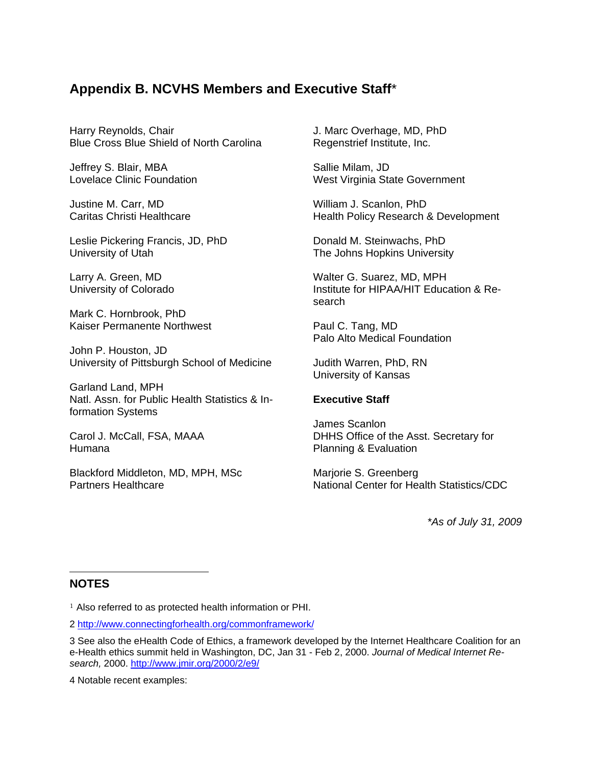## Appendix B. NCVHS Members and Executive Staff*

Harry Reynolds, Chair
Blue Cross Blue Shield of North Carolina

Jeffrey S. Blair, MBA
Lovelace Clinic Foundation

Justine M. Carr, MD
Caritas Christi Healthcare

Leslie Pickering Francis, JD, PhD
University of Utah

Larry A. Green, MD
University of Colorado

Mark C. Hornbrook, PhD
Kaiser Permanente Northwest

John P. Houston, JD
University of Pittsburgh School of Medicine

Garland Land, MPH
Natl. Assn. for Public Health Statistics & Information Systems

Carol J. McCall, FSA, MAAA
Humana

Blackford Middleton, MD, MPH, MSc
Partners Healthcare

J. Marc Overhage, MD, PhD
Regenstrief Institute, Inc.

Sallie Milam, JD
West Virginia State Government

William J. Scanlon, PhD
Health Policy Research & Development

Donald M. Steinwachs, PhD
The Johns Hopkins University

Walter G. Suarez, MD, MPH
Institute for HIPAA/HIT Education & Research

Paul C. Tang, MD
Palo Alto Medical Foundation

Judith Warren, PhD, RN
University of Kansas

**Executive Staff**

James Scanlon
DHHS Office of the Asst. Secretary for Planning & Evaluation

Marjorie S. Greenberg
National Center for Health Statistics/CDC

*\*As of July 31, 2009*

### NOTES

[1] Also referred to as protected health information or PHI.

2 http://www.connectingforhealth.org/commonframework/

3 See also the eHealth Code of Ethics, a framework developed by the Internet Healthcare Coalition for an e-Health ethics summit held in Washington, DC, Jan 31 - Feb 2, 2000. *Journal of Medical Internet Research,* 2000. http://www.jmir.org/2000/2/e9/

4 Notable recent examples: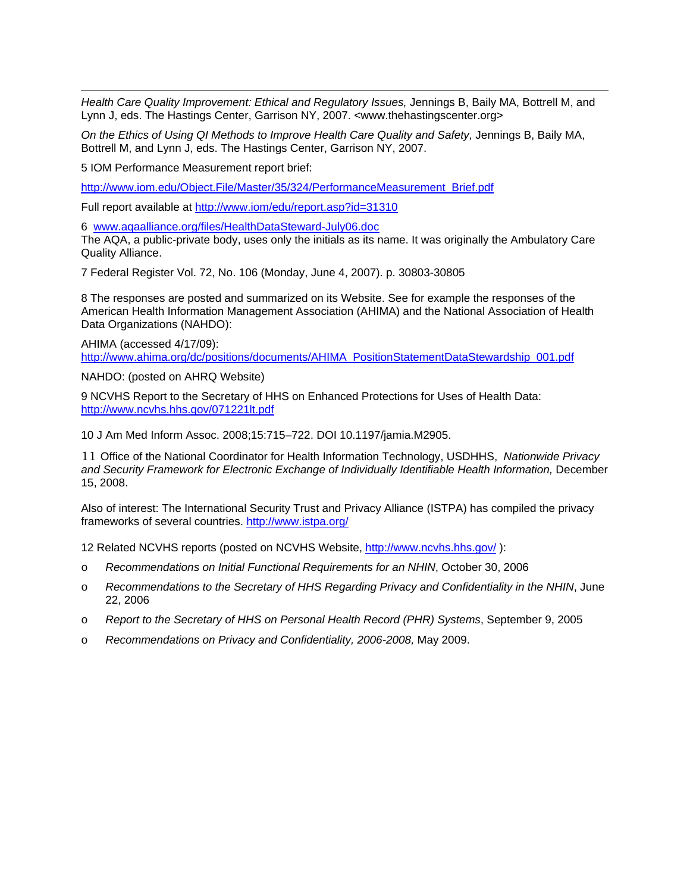---

*Health Care Quality Improvement: Ethical and Regulatory Issues,* Jennings B, Baily MA, Bottrell M, and Lynn J, eds. The Hastings Center, Garrison NY, 2007. <www.thehastingscenter.org>

*On the Ethics of Using QI Methods to Improve Health Care Quality and Safety,* Jennings B, Baily MA, Bottrell M, and Lynn J, eds. The Hastings Center, Garrison NY, 2007.

5 IOM Performance Measurement report brief:

http://www.iom.edu/Object.File/Master/35/324/PerformanceMeasurement_Brief.pdf

Full report available at http://www.iom/edu/report.asp?id=31310

6 www.aqaalliance.org/files/HealthDataSteward-July06.doc
The AQA, a public-private body, uses only the initials as its name. It was originally the Ambulatory Care Quality Alliance.

7 Federal Register Vol. 72, No. 106 (Monday, June 4, 2007). p. 30803-30805

8 The responses are posted and summarized on its Website. See for example the responses of the American Health Information Management Association (AHIMA) and the National Association of Health Data Organizations (NAHDO):

AHIMA (accessed 4/17/09):
http://www.ahima.org/dc/positions/documents/AHIMA_PositionStatementDataStewardship_001.pdf

NAHDO: (posted on AHRQ Website)

9 NCVHS Report to the Secretary of HHS on Enhanced Protections for Uses of Health Data:
http://www.ncvhs.hhs.gov/071221lt.pdf

10 J Am Med Inform Assoc. 2008;15:715–722. DOI 10.1197/jamia.M2905.

11 Office of the National Coordinator for Health Information Technology, USDHHS, *Nationwide Privacy and Security Framework for Electronic Exchange of Individually Identifiable Health Information,* December 15, 2008.

Also of interest: The International Security Trust and Privacy Alliance (ISTPA) has compiled the privacy frameworks of several countries. http://www.istpa.org/

12 Related NCVHS reports (posted on NCVHS Website, http://www.ncvhs.hhs.gov/ ):

- *Recommendations on Initial Functional Requirements for an NHIN*, October 30, 2006
- *Recommendations to the Secretary of HHS Regarding Privacy and Confidentiality in the NHIN*, June 22, 2006
- *Report to the Secretary of HHS on Personal Health Record (PHR) Systems*, September 9, 2005
- *Recommendations on Privacy and Confidentiality, 2006-2008,* May 2009.